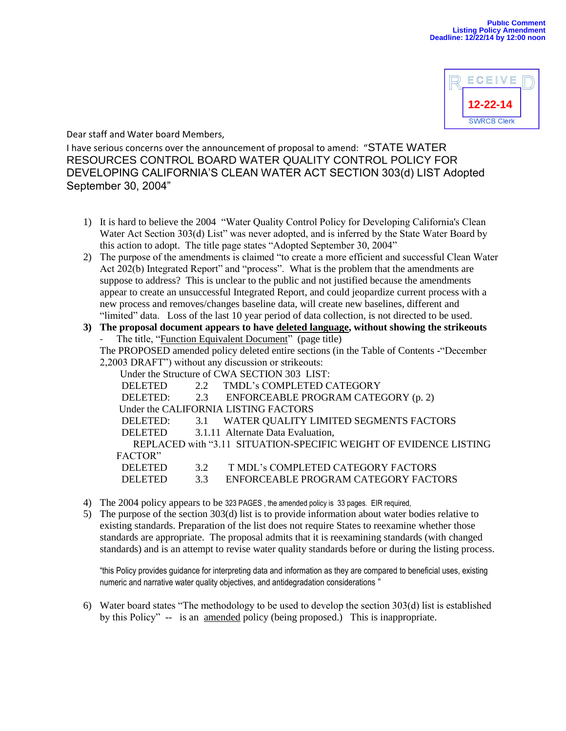**Public Comment**
**Listing Policy Amendment**
**Deadline: 12/22/14 by 12:00 noon**

RECEIVED
12-22-14
SWRCB Clerk

Dear staff and Water board Members,

I have serious concerns over the announcement of proposal to amend: "STATE WATER RESOURCES CONTROL BOARD WATER QUALITY CONTROL POLICY FOR DEVELOPING CALIFORNIA'S CLEAN WATER ACT SECTION 303(d) LIST Adopted September 30, 2004"

1) It is hard to believe the 2004 "Water Quality Control Policy for Developing California's Clean Water Act Section 303(d) List" was never adopted, and is inferred by the State Water Board by this action to adopt. The title page states "Adopted September 30, 2004"
2) The purpose of the amendments is claimed "to create a more efficient and successful Clean Water Act 202(b) Integrated Report" and "process". What is the problem that the amendments are suppose to address? This is unclear to the public and not justified because the amendments appear to create an unsuccessful Integrated Report, and could jeopardize current process with a new process and removes/changes baseline data, will create new baselines, different and "limited" data. Loss of the last 10 year period of data collection, is not directed to be used.
3) **The proposal document appears to have deleted language, without showing the strikeouts**
   - The title, "Function Equivalent Document" (page title)

   The PROPOSED amended policy deleted entire sections (in the Table of Contents -"December 2,2003 DRAFT") without any discussion or strikeouts:

   Under the Structure of CWA SECTION 303 LIST:
   DELETED 2.2 TMDL's COMPLETED CATEGORY
   DELETED: 2.3 ENFORCEABLE PROGRAM CATEGORY (p. 2)
   Under the CALIFORNIA LISTING FACTORS
   DELETED: 3.1 WATER QUALITY LIMITED SEGMENTS FACTORS
   DELETED 3.1.11 Alternate Data Evaluation,
   REPLACED with "3.11 SITUATION-SPECIFIC WEIGHT OF EVIDENCE LISTING FACTOR"
   DELETED 3.2 T MDL's COMPLETED CATEGORY FACTORS
   DELETED 3.3 ENFORCEABLE PROGRAM CATEGORY FACTORS
4) The 2004 policy appears to be 323 PAGES , the amended policy is 33 pages. EIR required,
5) The purpose of the section 303(d) list is to provide information about water bodies relative to existing standards. Preparation of the list does not require States to reexamine whether those standards are appropriate. The proposal admits that it is reexamining standards (with changed standards) and is an attempt to revise water quality standards before or during the listing process.

   "this Policy provides guidance for interpreting data and information as they are compared to beneficial uses, existing numeric and narrative water quality objectives, and antidegradation considerations "
6) Water board states "The methodology to be used to develop the section 303(d) list is established by this Policy" -- is an amended policy (being proposed.) This is inappropriate.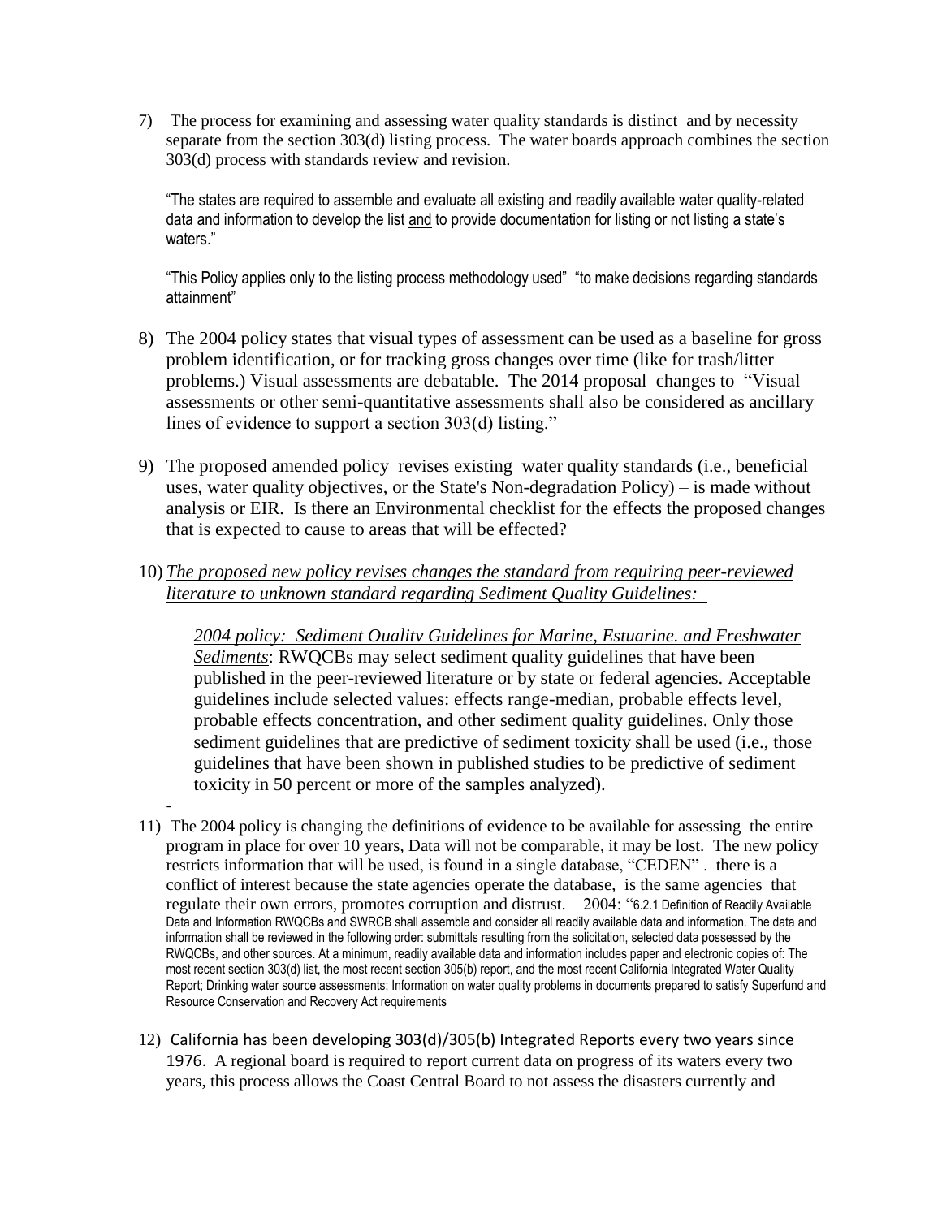7) The process for examining and assessing water quality standards is distinct and by necessity separate from the section 303(d) listing process. The water boards approach combines the section 303(d) process with standards review and revision.

   "The states are required to assemble and evaluate all existing and readily available water quality-related data and information to develop the list <u>and</u> to provide documentation for listing or not listing a state's waters."

   "This Policy applies only to the listing process methodology used" "to make decisions regarding standards attainment"

8) The 2004 policy states that visual types of assessment can be used as a baseline for gross problem identification, or for tracking gross changes over time (like for trash/litter problems.) Visual assessments are debatable. The 2014 proposal changes to "Visual assessments or other semi-quantitative assessments shall also be considered as ancillary lines of evidence to support a section 303(d) listing."

9) The proposed amended policy revises existing water quality standards (i.e., beneficial uses, water quality objectives, or the State's Non-degradation Policy) – is made without analysis or EIR. Is there an Environmental checklist for the effects the proposed changes that is expected to cause to areas that will be effected?

10) <u>*The proposed new policy revises changes the standard from requiring peer-reviewed literature to unknown standard regarding Sediment Quality Guidelines:*</u>

    <u>*2004 policy: Sediment Quality Guidelines for Marine, Estuarine, and Freshwater Sediments*</u>: RWQCBs may select sediment quality guidelines that have been published in the peer-reviewed literature or by state or federal agencies. Acceptable guidelines include selected values: effects range-median, probable effects level, probable effects concentration, and other sediment quality guidelines. Only those sediment guidelines that are predictive of sediment toxicity shall be used (i.e., those guidelines that have been shown in published studies to be predictive of sediment toxicity in 50 percent or more of the samples analyzed).

-

11) The 2004 policy is changing the definitions of evidence to be available for assessing the entire program in place for over 10 years, Data will not be comparable, it may be lost. The new policy restricts information that will be used, is found in a single database, "CEDEN" . there is a conflict of interest because the state agencies operate the database, is the same agencies that regulate their own errors, promotes corruption and distrust. 2004: "6.2.1 Definition of Readily Available Data and Information RWQCBs and SWRCB shall assemble and consider all readily available data and information. The data and information shall be reviewed in the following order: submittals resulting from the solicitation, selected data possessed by the RWQCBs, and other sources. At a minimum, readily available data and information includes paper and electronic copies of: The most recent section 303(d) list, the most recent section 305(b) report, and the most recent California Integrated Water Quality Report; Drinking water source assessments; Information on water quality problems in documents prepared to satisfy Superfund and Resource Conservation and Recovery Act requirements

12) California has been developing 303(d)/305(b) Integrated Reports every two years since 1976. A regional board is required to report current data on progress of its waters every two years, this process allows the Coast Central Board to not assess the disasters currently and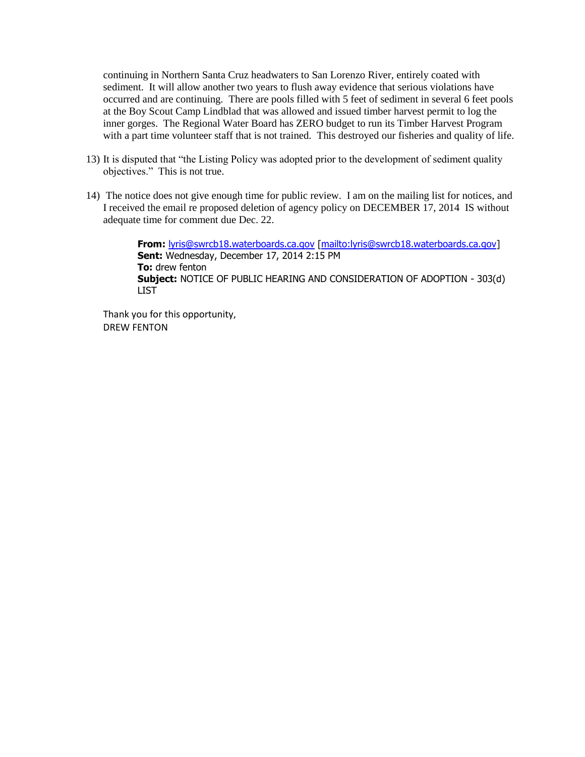continuing in Northern Santa Cruz headwaters to San Lorenzo River, entirely coated with sediment. It will allow another two years to flush away evidence that serious violations have occurred and are continuing. There are pools filled with 5 feet of sediment in several 6 feet pools at the Boy Scout Camp Lindblad that was allowed and issued timber harvest permit to log the inner gorges. The Regional Water Board has ZERO budget to run its Timber Harvest Program with a part time volunteer staff that is not trained. This destroyed our fisheries and quality of life.

13) It is disputed that "the Listing Policy was adopted prior to the development of sediment quality objectives." This is not true.

14) The notice does not give enough time for public review. I am on the mailing list for notices, and I received the email re proposed deletion of agency policy on DECEMBER 17, 2014 IS without adequate time for comment due Dec. 22.

> **From:** lyris@swrcb18.waterboards.ca.gov [mailto:lyris@swrcb18.waterboards.ca.gov]
> **Sent:** Wednesday, December 17, 2014 2:15 PM
> **To:** drew fenton
> **Subject:** NOTICE OF PUBLIC HEARING AND CONSIDERATION OF ADOPTION - 303(d) LIST

Thank you for this opportunity,
DREW FENTON